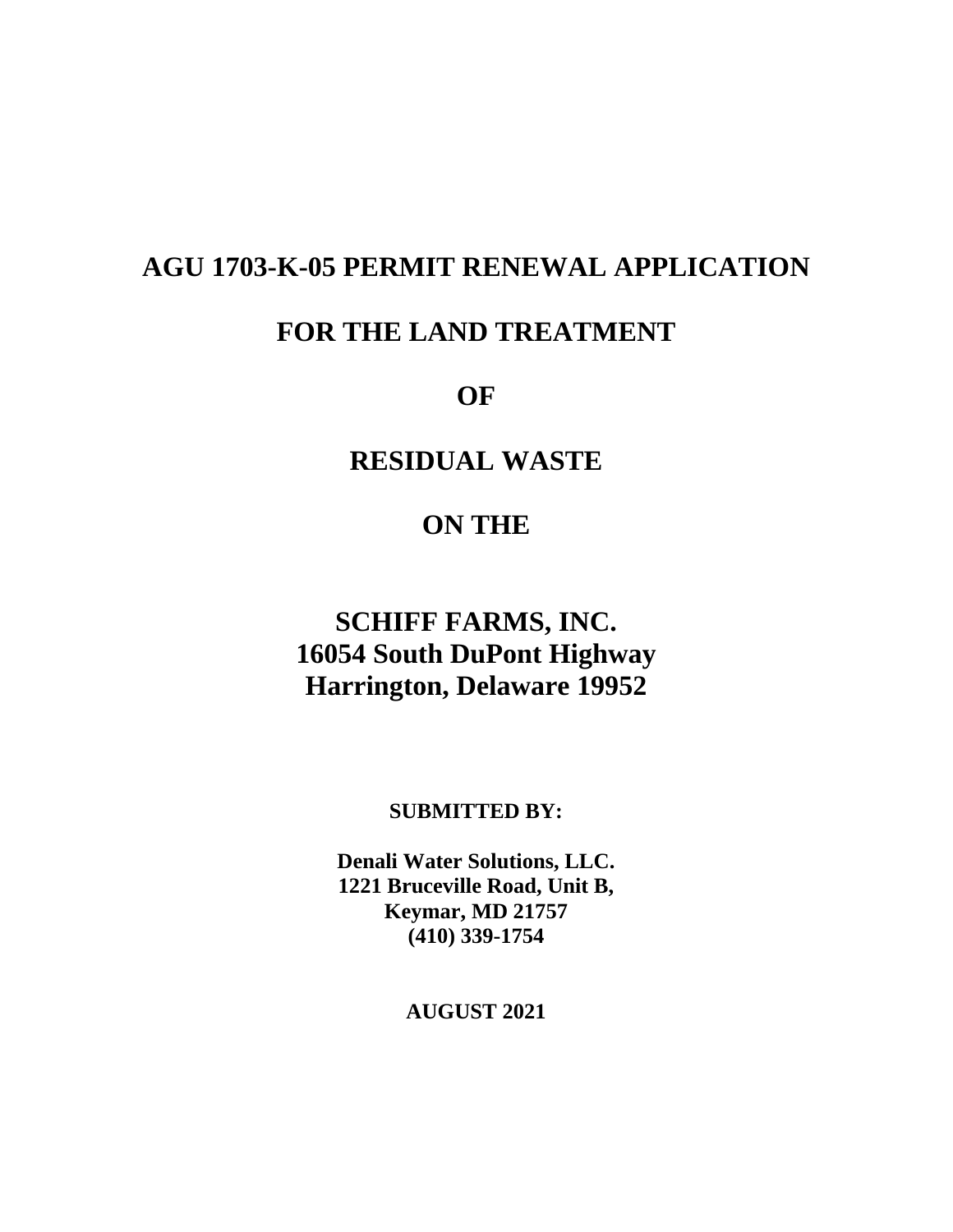# AGU 1703-K-05 PERMIT RENEWAL APPLICATION

# FOR THE LAND TREATMENT

# OF

# RESIDUAL WASTE

# ON THE

# SCHIFF FARMS, INC.
# 16054 South DuPont Highway
# Harrington, Delaware 19952

**SUBMITTED BY:**

**Denali Water Solutions, LLC.**
**1221 Bruceville Road, Unit B,**
**Keymar, MD 21757**
**(410) 339-1754**

**AUGUST 2021**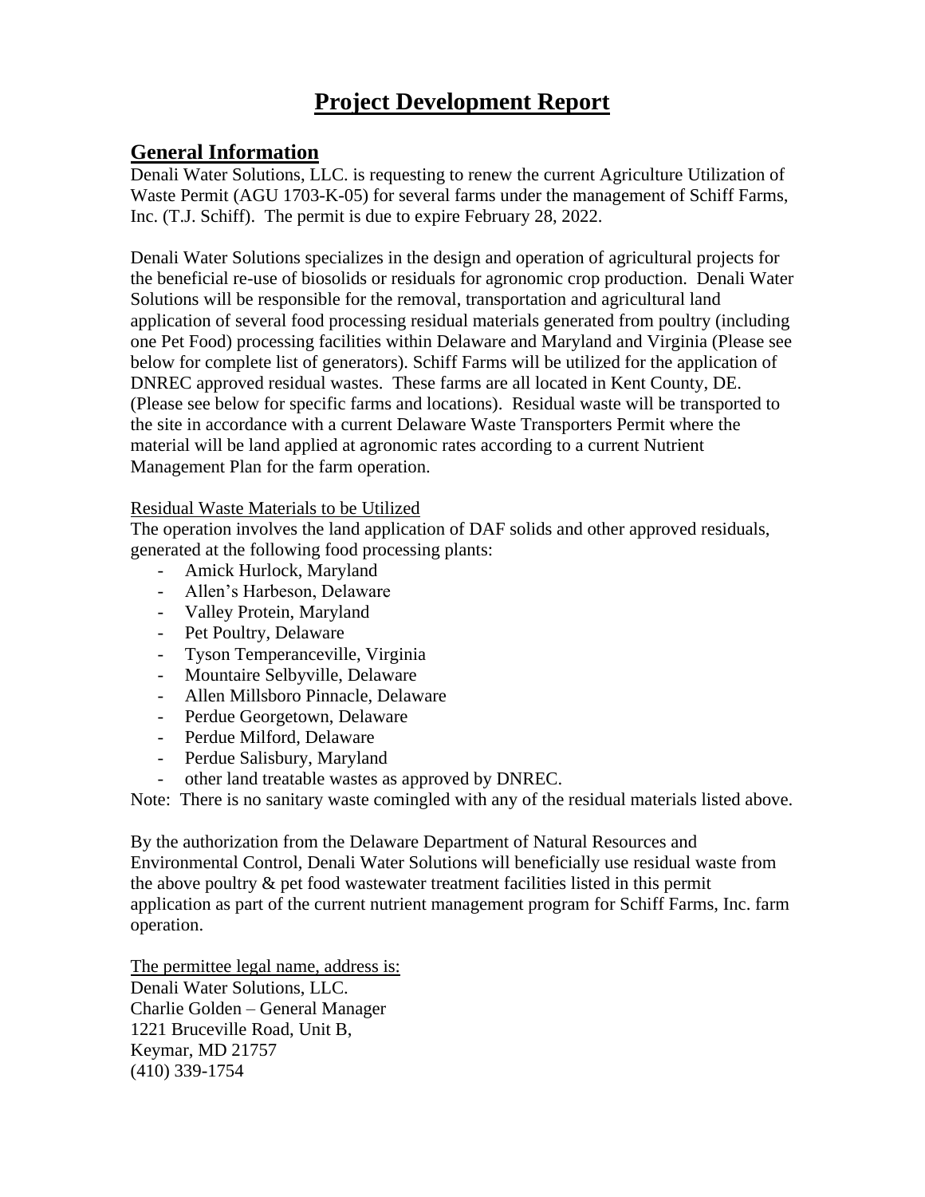# Project Development Report

## General Information

Denali Water Solutions, LLC. is requesting to renew the current Agriculture Utilization of Waste Permit (AGU 1703-K-05) for several farms under the management of Schiff Farms, Inc. (T.J. Schiff). The permit is due to expire February 28, 2022.

Denali Water Solutions specializes in the design and operation of agricultural projects for the beneficial re-use of biosolids or residuals for agronomic crop production. Denali Water Solutions will be responsible for the removal, transportation and agricultural land application of several food processing residual materials generated from poultry (including one Pet Food) processing facilities within Delaware and Maryland and Virginia (Please see below for complete list of generators). Schiff Farms will be utilized for the application of DNREC approved residual wastes. These farms are all located in Kent County, DE. (Please see below for specific farms and locations). Residual waste will be transported to the site in accordance with a current Delaware Waste Transporters Permit where the material will be land applied at agronomic rates according to a current Nutrient Management Plan for the farm operation.

<u>Residual Waste Materials to be Utilized</u>

The operation involves the land application of DAF solids and other approved residuals, generated at the following food processing plants:

- Amick Hurlock, Maryland
- Allen's Harbeson, Delaware
- Valley Protein, Maryland
- Pet Poultry, Delaware
- Tyson Temperanceville, Virginia
- Mountaire Selbyville, Delaware
- Allen Millsboro Pinnacle, Delaware
- Perdue Georgetown, Delaware
- Perdue Milford, Delaware
- Perdue Salisbury, Maryland
- other land treatable wastes as approved by DNREC.

Note: There is no sanitary waste comingled with any of the residual materials listed above.

By the authorization from the Delaware Department of Natural Resources and Environmental Control, Denali Water Solutions will beneficially use residual waste from the above poultry & pet food wastewater treatment facilities listed in this permit application as part of the current nutrient management program for Schiff Farms, Inc. farm operation.

<u>The permittee legal name, address is:</u>

Denali Water Solutions, LLC.
Charlie Golden – General Manager
1221 Bruceville Road, Unit B,
Keymar, MD 21757
(410) 339-1754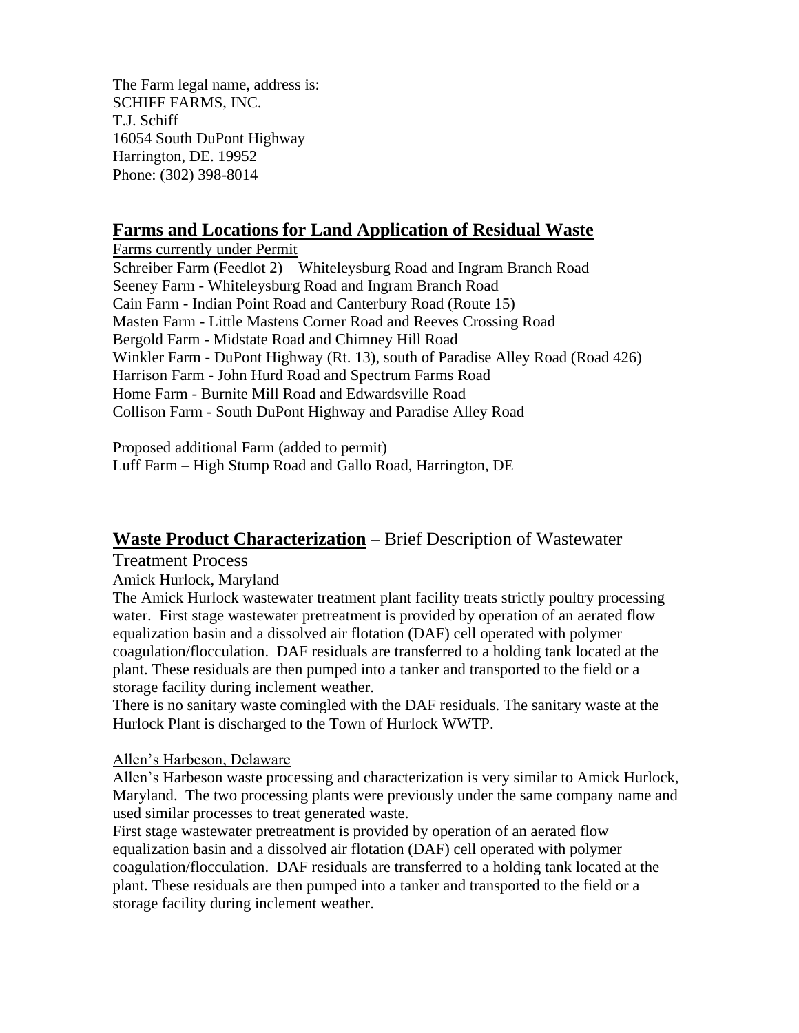The Farm legal name, address is:
SCHIFF FARMS, INC.
T.J. Schiff
16054 South DuPont Highway
Harrington, DE. 19952
Phone: (302) 398-8014

## Farms and Locations for Land Application of Residual Waste

Farms currently under Permit
Schreiber Farm (Feedlot 2) – Whiteleysburg Road and Ingram Branch Road
Seeney Farm - Whiteleysburg Road and Ingram Branch Road
Cain Farm - Indian Point Road and Canterbury Road (Route 15)
Masten Farm - Little Mastens Corner Road and Reeves Crossing Road
Bergold Farm - Midstate Road and Chimney Hill Road
Winkler Farm - DuPont Highway (Rt. 13), south of Paradise Alley Road (Road 426)
Harrison Farm - John Hurd Road and Spectrum Farms Road
Home Farm - Burnite Mill Road and Edwardsville Road
Collison Farm - South DuPont Highway and Paradise Alley Road

Proposed additional Farm (added to permit)
Luff Farm – High Stump Road and Gallo Road, Harrington, DE

## Waste Product Characterization – Brief Description of Wastewater Treatment Process

Amick Hurlock, Maryland
The Amick Hurlock wastewater treatment plant facility treats strictly poultry processing water. First stage wastewater pretreatment is provided by operation of an aerated flow equalization basin and a dissolved air flotation (DAF) cell operated with polymer coagulation/flocculation. DAF residuals are transferred to a holding tank located at the plant. These residuals are then pumped into a tanker and transported to the field or a storage facility during inclement weather.
There is no sanitary waste comingled with the DAF residuals. The sanitary waste at the Hurlock Plant is discharged to the Town of Hurlock WWTP.

Allen's Harbeson, Delaware
Allen's Harbeson waste processing and characterization is very similar to Amick Hurlock, Maryland. The two processing plants were previously under the same company name and used similar processes to treat generated waste.
First stage wastewater pretreatment is provided by operation of an aerated flow equalization basin and a dissolved air flotation (DAF) cell operated with polymer coagulation/flocculation. DAF residuals are transferred to a holding tank located at the plant. These residuals are then pumped into a tanker and transported to the field or a storage facility during inclement weather.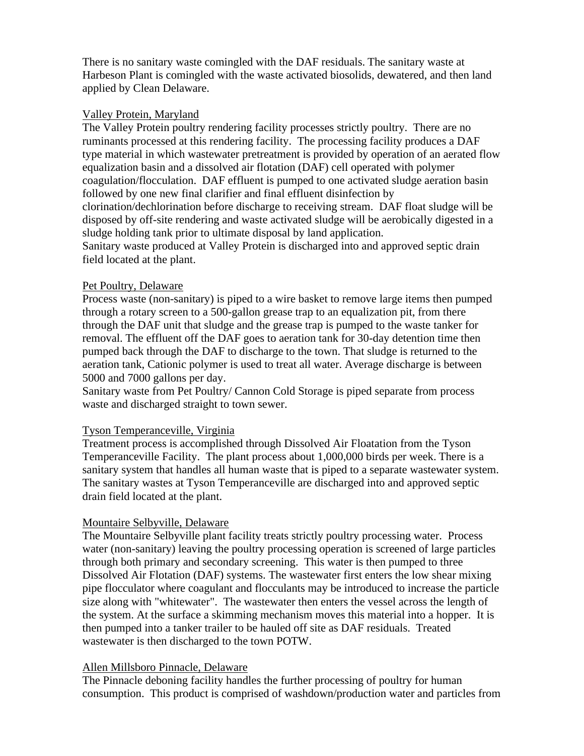There is no sanitary waste comingled with the DAF residuals. The sanitary waste at Harbeson Plant is comingled with the waste activated biosolids, dewatered, and then land applied by Clean Delaware.

<u>Valley Protein, Maryland</u>

The Valley Protein poultry rendering facility processes strictly poultry. There are no ruminants processed at this rendering facility. The processing facility produces a DAF type material in which wastewater pretreatment is provided by operation of an aerated flow equalization basin and a dissolved air flotation (DAF) cell operated with polymer coagulation/flocculation. DAF effluent is pumped to one activated sludge aeration basin followed by one new final clarifier and final effluent disinfection by clorination/dechlorination before discharge to receiving stream. DAF float sludge will be disposed by off-site rendering and waste activated sludge will be aerobically digested in a sludge holding tank prior to ultimate disposal by land application.
Sanitary waste produced at Valley Protein is discharged into and approved septic drain field located at the plant.

<u>Pet Poultry, Delaware</u>

Process waste (non-sanitary) is piped to a wire basket to remove large items then pumped through a rotary screen to a 500-gallon grease trap to an equalization pit, from there through the DAF unit that sludge and the grease trap is pumped to the waste tanker for removal. The effluent off the DAF goes to aeration tank for 30-day detention time then pumped back through the DAF to discharge to the town. That sludge is returned to the aeration tank, Cationic polymer is used to treat all water. Average discharge is between 5000 and 7000 gallons per day.
Sanitary waste from Pet Poultry/ Cannon Cold Storage is piped separate from process waste and discharged straight to town sewer.

<u>Tyson Temperanceville, Virginia</u>

Treatment process is accomplished through Dissolved Air Floatation from the Tyson Temperanceville Facility. The plant process about 1,000,000 birds per week. There is a sanitary system that handles all human waste that is piped to a separate wastewater system. The sanitary wastes at Tyson Temperanceville are discharged into and approved septic drain field located at the plant.

<u>Mountaire Selbyville, Delaware</u>

The Mountaire Selbyville plant facility treats strictly poultry processing water. Process water (non-sanitary) leaving the poultry processing operation is screened of large particles through both primary and secondary screening. This water is then pumped to three Dissolved Air Flotation (DAF) systems. The wastewater first enters the low shear mixing pipe flocculator where coagulant and flocculants may be introduced to increase the particle size along with "whitewater". The wastewater then enters the vessel across the length of the system. At the surface a skimming mechanism moves this material into a hopper. It is then pumped into a tanker trailer to be hauled off site as DAF residuals. Treated wastewater is then discharged to the town POTW.

<u>Allen Millsboro Pinnacle, Delaware</u>

The Pinnacle deboning facility handles the further processing of poultry for human consumption. This product is comprised of washdown/production water and particles from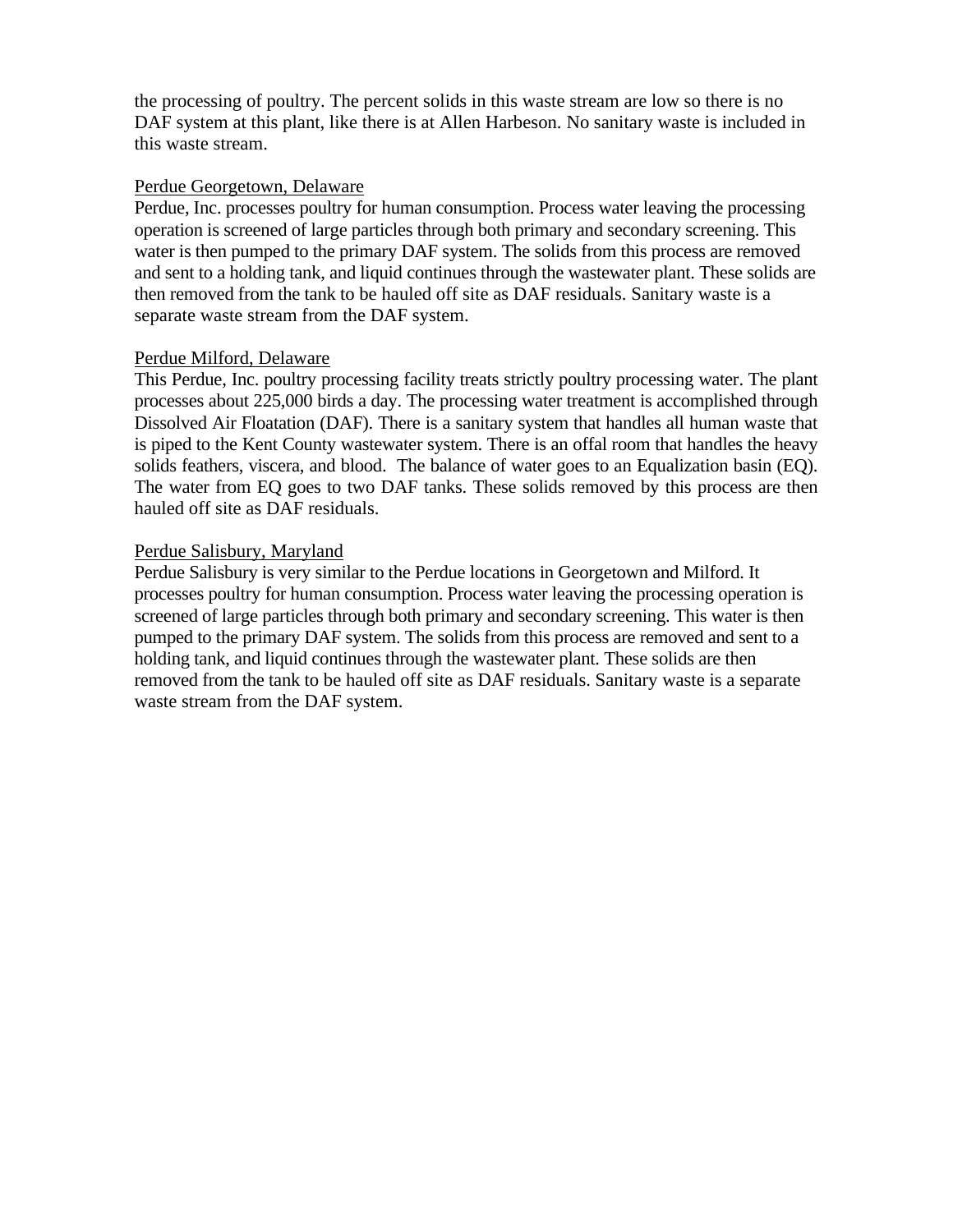the processing of poultry. The percent solids in this waste stream are low so there is no DAF system at this plant, like there is at Allen Harbeson. No sanitary waste is included in this waste stream.

<u>Perdue Georgetown, Delaware</u>

Perdue, Inc. processes poultry for human consumption. Process water leaving the processing operation is screened of large particles through both primary and secondary screening. This water is then pumped to the primary DAF system. The solids from this process are removed and sent to a holding tank, and liquid continues through the wastewater plant. These solids are then removed from the tank to be hauled off site as DAF residuals. Sanitary waste is a separate waste stream from the DAF system.

<u>Perdue Milford, Delaware</u>

This Perdue, Inc. poultry processing facility treats strictly poultry processing water. The plant processes about 225,000 birds a day. The processing water treatment is accomplished through Dissolved Air Floatation (DAF). There is a sanitary system that handles all human waste that is piped to the Kent County wastewater system. There is an offal room that handles the heavy solids feathers, viscera, and blood. The balance of water goes to an Equalization basin (EQ). The water from EQ goes to two DAF tanks. These solids removed by this process are then hauled off site as DAF residuals.

<u>Perdue Salisbury, Maryland</u>

Perdue Salisbury is very similar to the Perdue locations in Georgetown and Milford. It processes poultry for human consumption. Process water leaving the processing operation is screened of large particles through both primary and secondary screening. This water is then pumped to the primary DAF system. The solids from this process are removed and sent to a holding tank, and liquid continues through the wastewater plant. These solids are then removed from the tank to be hauled off site as DAF residuals. Sanitary waste is a separate waste stream from the DAF system.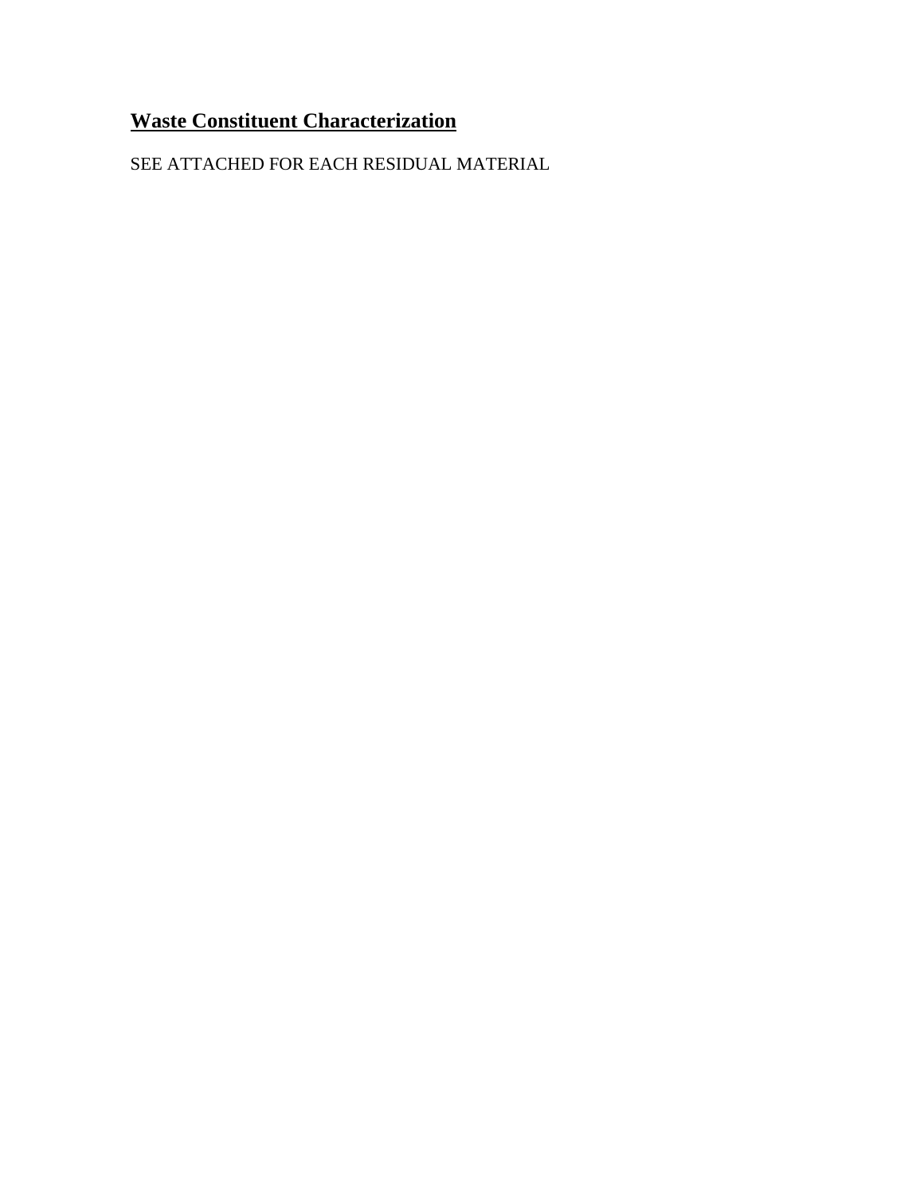## **<u>Waste Constituent Characterization</u>**

SEE ATTACHED FOR EACH RESIDUAL MATERIAL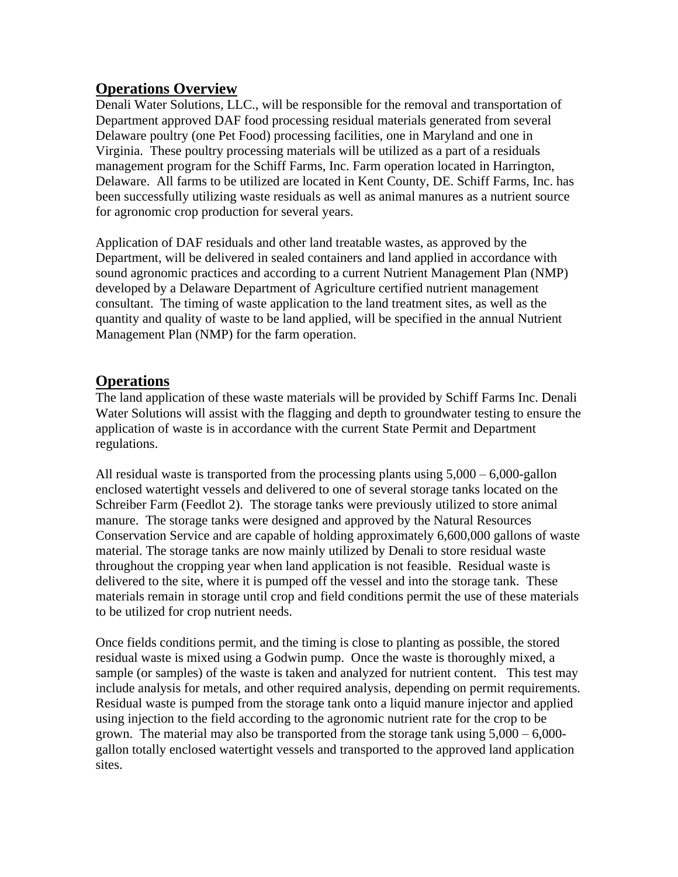## Operations Overview

Denali Water Solutions, LLC., will be responsible for the removal and transportation of Department approved DAF food processing residual materials generated from several Delaware poultry (one Pet Food) processing facilities, one in Maryland and one in Virginia. These poultry processing materials will be utilized as a part of a residuals management program for the Schiff Farms, Inc. Farm operation located in Harrington, Delaware. All farms to be utilized are located in Kent County, DE. Schiff Farms, Inc. has been successfully utilizing waste residuals as well as animal manures as a nutrient source for agronomic crop production for several years.

Application of DAF residuals and other land treatable wastes, as approved by the Department, will be delivered in sealed containers and land applied in accordance with sound agronomic practices and according to a current Nutrient Management Plan (NMP) developed by a Delaware Department of Agriculture certified nutrient management consultant. The timing of waste application to the land treatment sites, as well as the quantity and quality of waste to be land applied, will be specified in the annual Nutrient Management Plan (NMP) for the farm operation.

## Operations

The land application of these waste materials will be provided by Schiff Farms Inc. Denali Water Solutions will assist with the flagging and depth to groundwater testing to ensure the application of waste is in accordance with the current State Permit and Department regulations.

All residual waste is transported from the processing plants using 5,000 – 6,000-gallon enclosed watertight vessels and delivered to one of several storage tanks located on the Schreiber Farm (Feedlot 2). The storage tanks were previously utilized to store animal manure. The storage tanks were designed and approved by the Natural Resources Conservation Service and are capable of holding approximately 6,600,000 gallons of waste material. The storage tanks are now mainly utilized by Denali to store residual waste throughout the cropping year when land application is not feasible. Residual waste is delivered to the site, where it is pumped off the vessel and into the storage tank. These materials remain in storage until crop and field conditions permit the use of these materials to be utilized for crop nutrient needs.

Once fields conditions permit, and the timing is close to planting as possible, the stored residual waste is mixed using a Godwin pump. Once the waste is thoroughly mixed, a sample (or samples) of the waste is taken and analyzed for nutrient content. This test may include analysis for metals, and other required analysis, depending on permit requirements. Residual waste is pumped from the storage tank onto a liquid manure injector and applied using injection to the field according to the agronomic nutrient rate for the crop to be grown. The material may also be transported from the storage tank using 5,000 – 6,000-gallon totally enclosed watertight vessels and transported to the approved land application sites.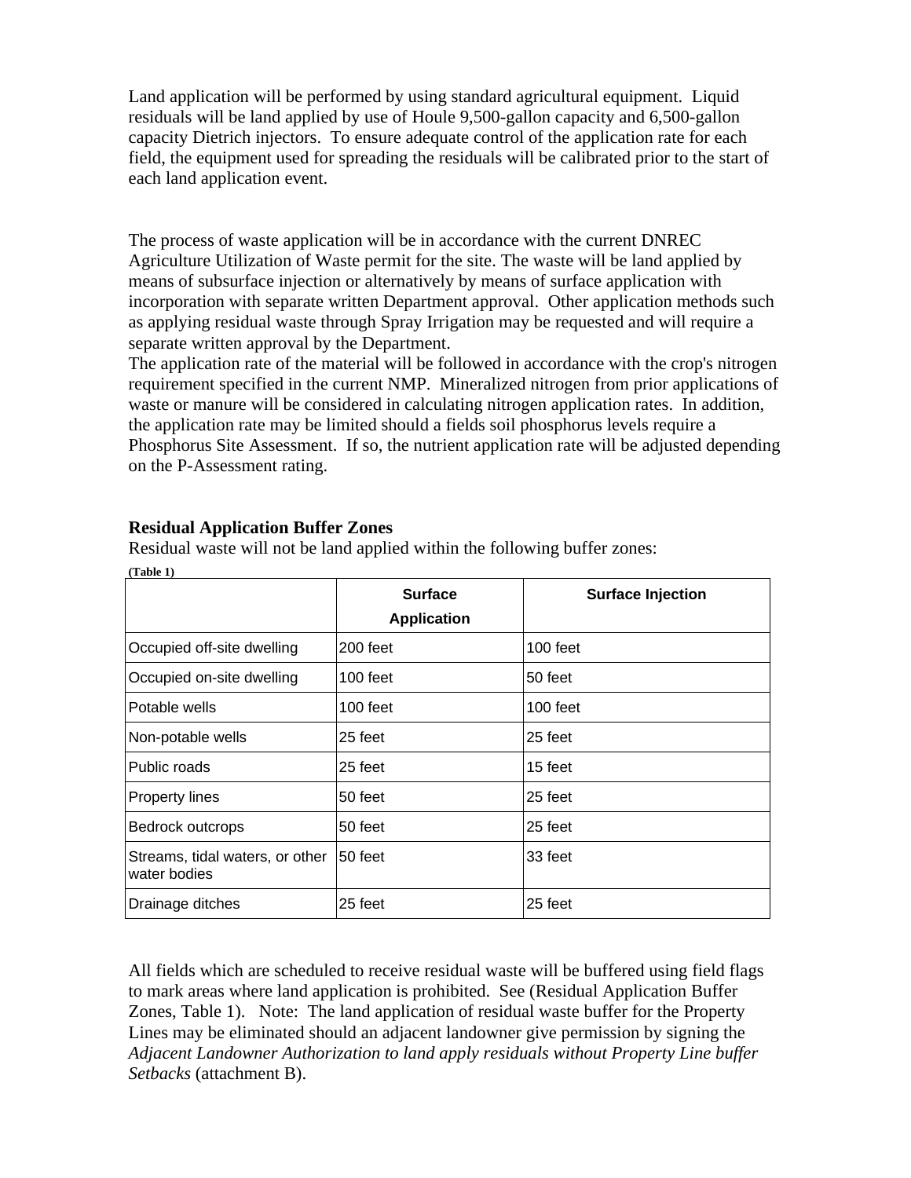Land application will be performed by using standard agricultural equipment. Liquid residuals will be land applied by use of Houle 9,500-gallon capacity and 6,500-gallon capacity Dietrich injectors. To ensure adequate control of the application rate for each field, the equipment used for spreading the residuals will be calibrated prior to the start of each land application event.

The process of waste application will be in accordance with the current DNREC Agriculture Utilization of Waste permit for the site. The waste will be land applied by means of subsurface injection or alternatively by means of surface application with incorporation with separate written Department approval. Other application methods such as applying residual waste through Spray Irrigation may be requested and will require a separate written approval by the Department.
The application rate of the material will be followed in accordance with the crop's nitrogen requirement specified in the current NMP. Mineralized nitrogen from prior applications of waste or manure will be considered in calculating nitrogen application rates. In addition, the application rate may be limited should a fields soil phosphorus levels require a Phosphorus Site Assessment. If so, the nutrient application rate will be adjusted depending on the P-Assessment rating.

### Residual Application Buffer Zones

Residual waste will not be land applied within the following buffer zones:

**(Table 1)**

| | Surface Application | Surface Injection |
|---|---|---|
| Occupied off-site dwelling | 200 feet | 100 feet |
| Occupied on-site dwelling | 100 feet | 50 feet |
| Potable wells | 100 feet | 100 feet |
| Non-potable wells | 25 feet | 25 feet |
| Public roads | 25 feet | 15 feet |
| Property lines | 50 feet | 25 feet |
| Bedrock outcrops | 50 feet | 25 feet |
| Streams, tidal waters, or other water bodies | 50 feet | 33 feet |
| Drainage ditches | 25 feet | 25 feet |

All fields which are scheduled to receive residual waste will be buffered using field flags to mark areas where land application is prohibited. See (Residual Application Buffer Zones, Table 1). Note: The land application of residual waste buffer for the Property Lines may be eliminated should an adjacent landowner give permission by signing the *Adjacent Landowner Authorization to land apply residuals without Property Line buffer Setbacks* (attachment B).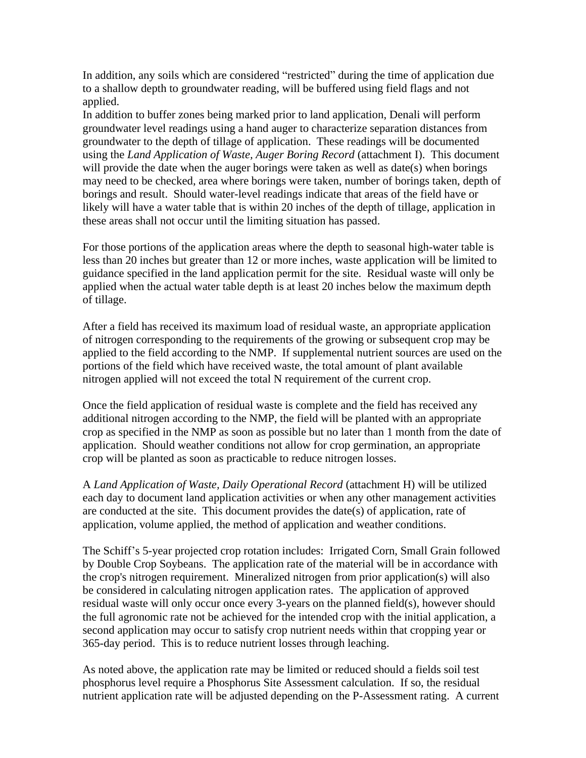In addition, any soils which are considered "restricted" during the time of application due to a shallow depth to groundwater reading, will be buffered using field flags and not applied.
In addition to buffer zones being marked prior to land application, Denali will perform groundwater level readings using a hand auger to characterize separation distances from groundwater to the depth of tillage of application. These readings will be documented using the *Land Application of Waste, Auger Boring Record* (attachment I). This document will provide the date when the auger borings were taken as well as date(s) when borings may need to be checked, area where borings were taken, number of borings taken, depth of borings and result. Should water-level readings indicate that areas of the field have or likely will have a water table that is within 20 inches of the depth of tillage, application in these areas shall not occur until the limiting situation has passed.

For those portions of the application areas where the depth to seasonal high-water table is less than 20 inches but greater than 12 or more inches, waste application will be limited to guidance specified in the land application permit for the site. Residual waste will only be applied when the actual water table depth is at least 20 inches below the maximum depth of tillage.

After a field has received its maximum load of residual waste, an appropriate application of nitrogen corresponding to the requirements of the growing or subsequent crop may be applied to the field according to the NMP. If supplemental nutrient sources are used on the portions of the field which have received waste, the total amount of plant available nitrogen applied will not exceed the total N requirement of the current crop.

Once the field application of residual waste is complete and the field has received any additional nitrogen according to the NMP, the field will be planted with an appropriate crop as specified in the NMP as soon as possible but no later than 1 month from the date of application. Should weather conditions not allow for crop germination, an appropriate crop will be planted as soon as practicable to reduce nitrogen losses.

A *Land Application of Waste, Daily Operational Record* (attachment H) will be utilized each day to document land application activities or when any other management activities are conducted at the site. This document provides the date(s) of application, rate of application, volume applied, the method of application and weather conditions.

The Schiff's 5-year projected crop rotation includes: Irrigated Corn, Small Grain followed by Double Crop Soybeans. The application rate of the material will be in accordance with the crop's nitrogen requirement. Mineralized nitrogen from prior application(s) will also be considered in calculating nitrogen application rates. The application of approved residual waste will only occur once every 3-years on the planned field(s), however should the full agronomic rate not be achieved for the intended crop with the initial application, a second application may occur to satisfy crop nutrient needs within that cropping year or 365-day period. This is to reduce nutrient losses through leaching.

As noted above, the application rate may be limited or reduced should a fields soil test phosphorus level require a Phosphorus Site Assessment calculation. If so, the residual nutrient application rate will be adjusted depending on the P-Assessment rating. A current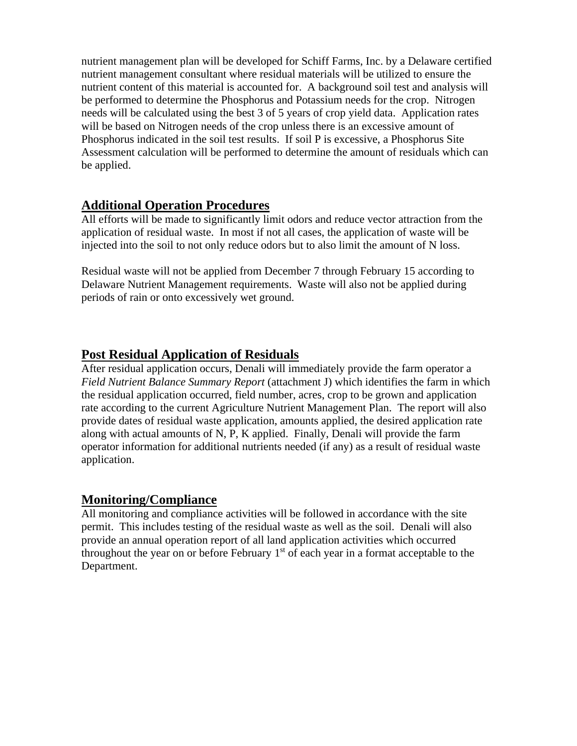nutrient management plan will be developed for Schiff Farms, Inc. by a Delaware certified nutrient management consultant where residual materials will be utilized to ensure the nutrient content of this material is accounted for. A background soil test and analysis will be performed to determine the Phosphorus and Potassium needs for the crop. Nitrogen needs will be calculated using the best 3 of 5 years of crop yield data. Application rates will be based on Nitrogen needs of the crop unless there is an excessive amount of Phosphorus indicated in the soil test results. If soil P is excessive, a Phosphorus Site Assessment calculation will be performed to determine the amount of residuals which can be applied.

## Additional Operation Procedures

All efforts will be made to significantly limit odors and reduce vector attraction from the application of residual waste. In most if not all cases, the application of waste will be injected into the soil to not only reduce odors but to also limit the amount of N loss.

Residual waste will not be applied from December 7 through February 15 according to Delaware Nutrient Management requirements. Waste will also not be applied during periods of rain or onto excessively wet ground.

## Post Residual Application of Residuals

After residual application occurs, Denali will immediately provide the farm operator a *Field Nutrient Balance Summary Report* (attachment J) which identifies the farm in which the residual application occurred, field number, acres, crop to be grown and application rate according to the current Agriculture Nutrient Management Plan. The report will also provide dates of residual waste application, amounts applied, the desired application rate along with actual amounts of N, P, K applied. Finally, Denali will provide the farm operator information for additional nutrients needed (if any) as a result of residual waste application.

## Monitoring/Compliance

All monitoring and compliance activities will be followed in accordance with the site permit. This includes testing of the residual waste as well as the soil. Denali will also provide an annual operation report of all land application activities which occurred throughout the year on or before February 1st of each year in a format acceptable to the Department.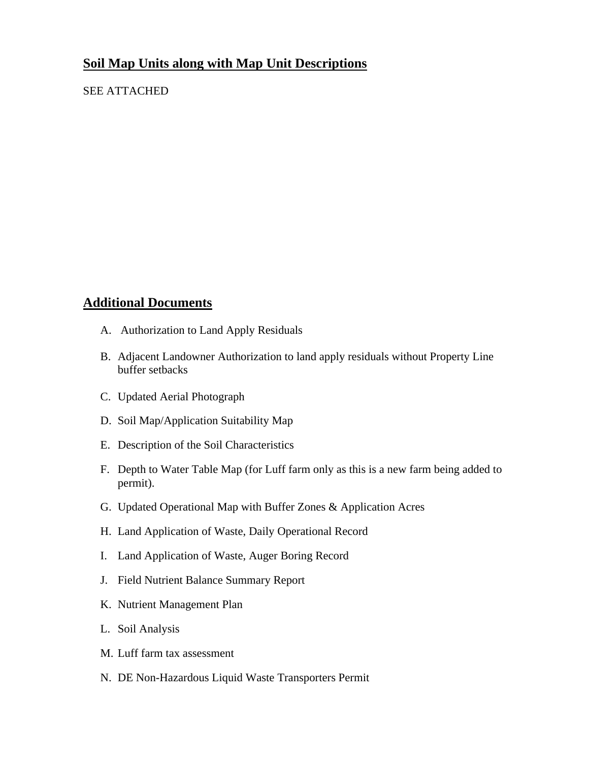## Soil Map Units along with Map Unit Descriptions

SEE ATTACHED

## Additional Documents

A. Authorization to Land Apply Residuals

B. Adjacent Landowner Authorization to land apply residuals without Property Line buffer setbacks

C. Updated Aerial Photograph

D. Soil Map/Application Suitability Map

E. Description of the Soil Characteristics

F. Depth to Water Table Map (for Luff farm only as this is a new farm being added to permit).

G. Updated Operational Map with Buffer Zones & Application Acres

H. Land Application of Waste, Daily Operational Record

I. Land Application of Waste, Auger Boring Record

J. Field Nutrient Balance Summary Report

K. Nutrient Management Plan

L. Soil Analysis

M. Luff farm tax assessment

N. DE Non-Hazardous Liquid Waste Transporters Permit